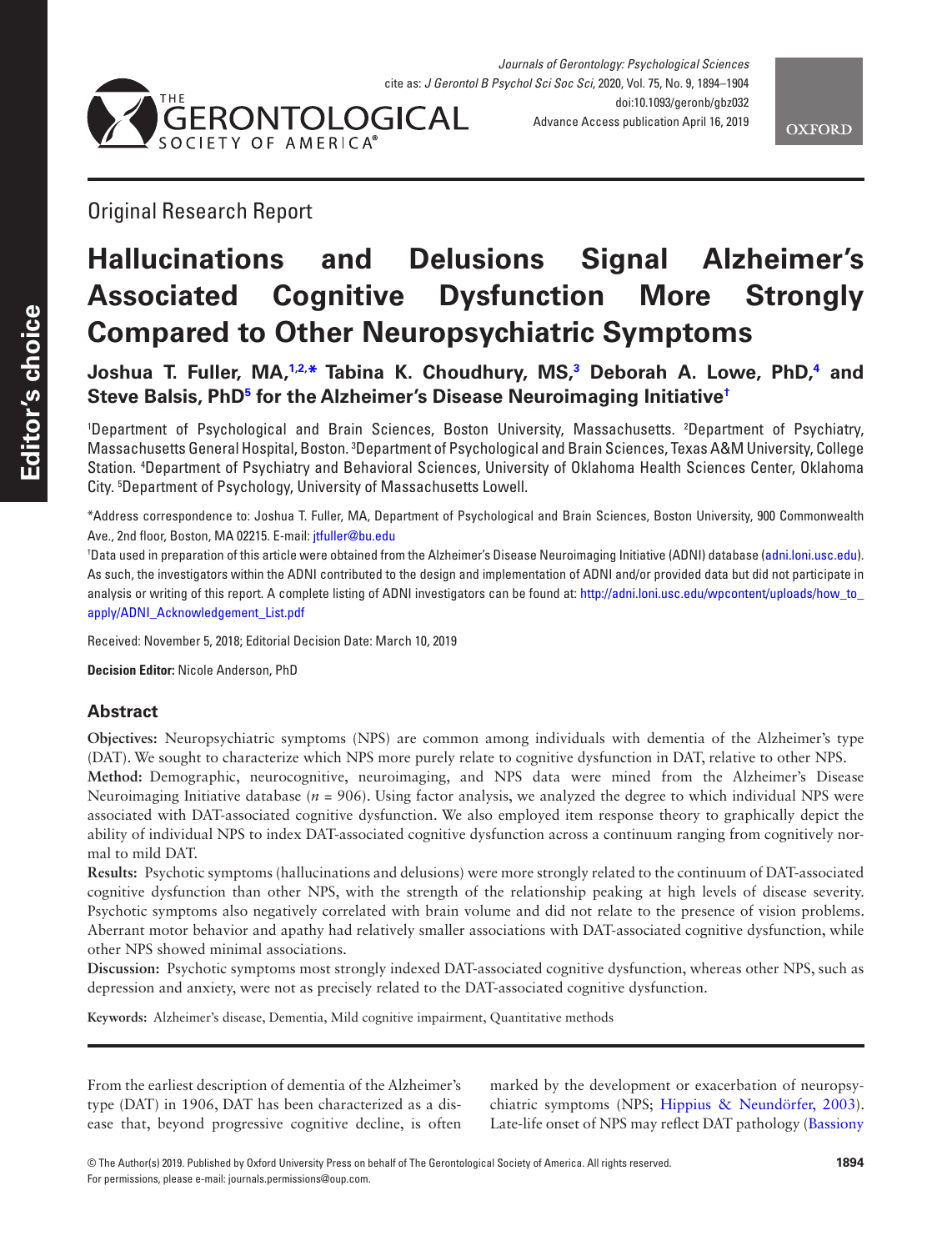Original Research Report

# Hallucinations and Delusions Signal Alzheimer's Associated Cognitive Dysfunction More Strongly Compared to Other Neuropsychiatric Symptoms

**Joshua T. Fuller, MA,[1,2,*] Tabina K. Choudhury, MS,[3] Deborah A. Lowe, PhD,[4] and Steve Balsis, PhD[5] for the Alzheimer's Disease Neuroimaging Initiative[†]**

[1]Department of Psychological and Brain Sciences, Boston University, Massachusetts. [2]Department of Psychiatry, Massachusetts General Hospital, Boston. [3]Department of Psychological and Brain Sciences, Texas A&M University, College Station. [4]Department of Psychiatry and Behavioral Sciences, University of Oklahoma Health Sciences Center, Oklahoma City. [5]Department of Psychology, University of Massachusetts Lowell.

*Address correspondence to: Joshua T. Fuller, MA, Department of Psychological and Brain Sciences, Boston University, 900 Commonwealth Ave., 2nd floor, Boston, MA 02215. E-mail: jtfuller@bu.edu

[†]Data used in preparation of this article were obtained from the Alzheimer's Disease Neuroimaging Initiative (ADNI) database (adni.loni.usc.edu). As such, the investigators within the ADNI contributed to the design and implementation of ADNI and/or provided data but did not participate in analysis or writing of this report. A complete listing of ADNI investigators can be found at: http://adni.loni.usc.edu/wpcontent/uploads/how_to_apply/ADNI_Acknowledgement_List.pdf

Received: November 5, 2018; Editorial Decision Date: March 10, 2019

**Decision Editor:** Nicole Anderson, PhD

## Abstract

**Objectives:** Neuropsychiatric symptoms (NPS) are common among individuals with dementia of the Alzheimer's type (DAT). We sought to characterize which NPS more purely relate to cognitive dysfunction in DAT, relative to other NPS.

**Method:** Demographic, neurocognitive, neuroimaging, and NPS data were mined from the Alzheimer's Disease Neuroimaging Initiative database ($n$ = 906). Using factor analysis, we analyzed the degree to which individual NPS were associated with DAT-associated cognitive dysfunction. We also employed item response theory to graphically depict the ability of individual NPS to index DAT-associated cognitive dysfunction across a continuum ranging from cognitively normal to mild DAT.

**Results:** Psychotic symptoms (hallucinations and delusions) were more strongly related to the continuum of DAT-associated cognitive dysfunction than other NPS, with the strength of the relationship peaking at high levels of disease severity. Psychotic symptoms also negatively correlated with brain volume and did not relate to the presence of vision problems. Aberrant motor behavior and apathy had relatively smaller associations with DAT-associated cognitive dysfunction, while other NPS showed minimal associations.

**Discussion:** Psychotic symptoms most strongly indexed DAT-associated cognitive dysfunction, whereas other NPS, such as depression and anxiety, were not as precisely related to the DAT-associated cognitive dysfunction.

**Keywords:** Alzheimer's disease, Dementia, Mild cognitive impairment, Quantitative methods

From the earliest description of dementia of the Alzheimer's type (DAT) in 1906, DAT has been characterized as a disease that, beyond progressive cognitive decline, is often marked by the development or exacerbation of neuropsychiatric symptoms (NPS; Hippius & Neundörfer, 2003). Late-life onset of NPS may reflect DAT pathology (Bassiony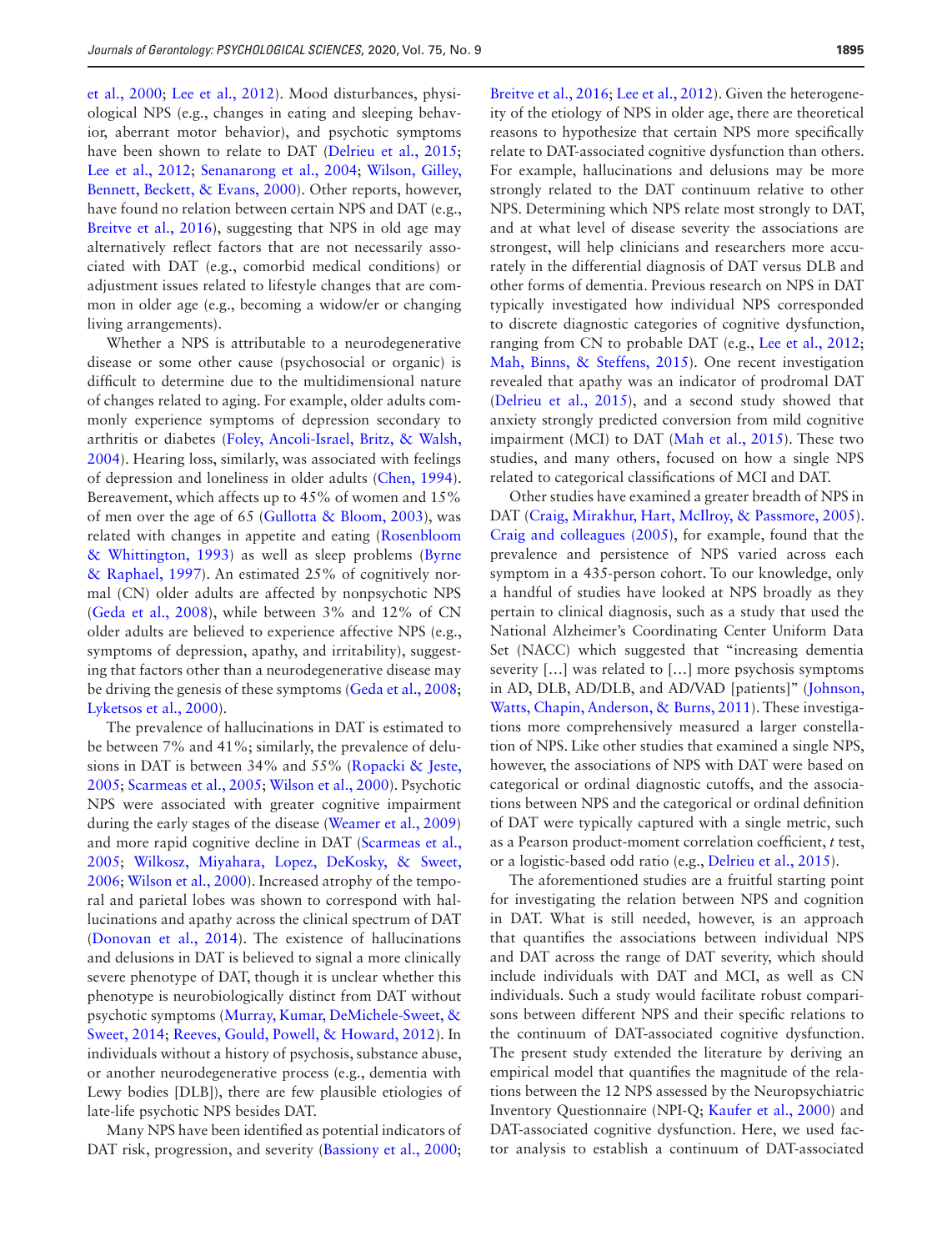et al., 2000; Lee et al., 2012). Mood disturbances, physiological NPS (e.g., changes in eating and sleeping behavior, aberrant motor behavior), and psychotic symptoms have been shown to relate to DAT (Delrieu et al., 2015; Lee et al., 2012; Senanarong et al., 2004; Wilson, Gilley, Bennett, Beckett, & Evans, 2000). Other reports, however, have found no relation between certain NPS and DAT (e.g., Breitve et al., 2016), suggesting that NPS in old age may alternatively reflect factors that are not necessarily associated with DAT (e.g., comorbid medical conditions) or adjustment issues related to lifestyle changes that are common in older age (e.g., becoming a widow/er or changing living arrangements).

Whether a NPS is attributable to a neurodegenerative disease or some other cause (psychosocial or organic) is difficult to determine due to the multidimensional nature of changes related to aging. For example, older adults commonly experience symptoms of depression secondary to arthritis or diabetes (Foley, Ancoli-Israel, Britz, & Walsh, 2004). Hearing loss, similarly, was associated with feelings of depression and loneliness in older adults (Chen, 1994). Bereavement, which affects up to 45% of women and 15% of men over the age of 65 (Gullotta & Bloom, 2003), was related with changes in appetite and eating (Rosenbloom & Whittington, 1993) as well as sleep problems (Byrne & Raphael, 1997). An estimated 25% of cognitively normal (CN) older adults are affected by nonpsychotic NPS (Geda et al., 2008), while between 3% and 12% of CN older adults are believed to experience affective NPS (e.g., symptoms of depression, apathy, and irritability), suggesting that factors other than a neurodegenerative disease may be driving the genesis of these symptoms (Geda et al., 2008; Lyketsos et al., 2000).

The prevalence of hallucinations in DAT is estimated to be between 7% and 41%; similarly, the prevalence of delusions in DAT is between 34% and 55% (Ropacki & Jeste, 2005; Scarmeas et al., 2005; Wilson et al., 2000). Psychotic NPS were associated with greater cognitive impairment during the early stages of the disease (Weamer et al., 2009) and more rapid cognitive decline in DAT (Scarmeas et al., 2005; Wilkosz, Miyahara, Lopez, DeKosky, & Sweet, 2006; Wilson et al., 2000). Increased atrophy of the temporal and parietal lobes was shown to correspond with hallucinations and apathy across the clinical spectrum of DAT (Donovan et al., 2014). The existence of hallucinations and delusions in DAT is believed to signal a more clinically severe phenotype of DAT, though it is unclear whether this phenotype is neurobiologically distinct from DAT without psychotic symptoms (Murray, Kumar, DeMichele-Sweet, & Sweet, 2014; Reeves, Gould, Powell, & Howard, 2012). In individuals without a history of psychosis, substance abuse, or another neurodegenerative process (e.g., dementia with Lewy bodies [DLB]), there are few plausible etiologies of late-life psychotic NPS besides DAT.

Many NPS have been identified as potential indicators of DAT risk, progression, and severity (Bassiony et al., 2000; Breitve et al., 2016; Lee et al., 2012). Given the heterogeneity of the etiology of NPS in older age, there are theoretical reasons to hypothesize that certain NPS more specifically relate to DAT-associated cognitive dysfunction than others. For example, hallucinations and delusions may be more strongly related to the DAT continuum relative to other NPS. Determining which NPS relate most strongly to DAT, and at what level of disease severity the associations are strongest, will help clinicians and researchers more accurately in the differential diagnosis of DAT versus DLB and other forms of dementia. Previous research on NPS in DAT typically investigated how individual NPS corresponded to discrete diagnostic categories of cognitive dysfunction, ranging from CN to probable DAT (e.g., Lee et al., 2012; Mah, Binns, & Steffens, 2015). One recent investigation revealed that apathy was an indicator of prodromal DAT (Delrieu et al., 2015), and a second study showed that anxiety strongly predicted conversion from mild cognitive impairment (MCI) to DAT (Mah et al., 2015). These two studies, and many others, focused on how a single NPS related to categorical classifications of MCI and DAT.

Other studies have examined a greater breadth of NPS in DAT (Craig, Mirakhur, Hart, McIlroy, & Passmore, 2005). Craig and colleagues (2005), for example, found that the prevalence and persistence of NPS varied across each symptom in a 435-person cohort. To our knowledge, only a handful of studies have looked at NPS broadly as they pertain to clinical diagnosis, such as a study that used the National Alzheimer's Coordinating Center Uniform Data Set (NACC) which suggested that "increasing dementia severity […] was related to […] more psychosis symptoms in AD, DLB, AD/DLB, and AD/VAD [patients]" (Johnson, Watts, Chapin, Anderson, & Burns, 2011). These investigations more comprehensively measured a larger constellation of NPS. Like other studies that examined a single NPS, however, the associations of NPS with DAT were based on categorical or ordinal diagnostic cutoffs, and the associations between NPS and the categorical or ordinal definition of DAT were typically captured with a single metric, such as a Pearson product-moment correlation coefficient, *t* test, or a logistic-based odd ratio (e.g., Delrieu et al., 2015).

The aforementioned studies are a fruitful starting point for investigating the relation between NPS and cognition in DAT. What is still needed, however, is an approach that quantifies the associations between individual NPS and DAT across the range of DAT severity, which should include individuals with DAT and MCI, as well as CN individuals. Such a study would facilitate robust comparisons between different NPS and their specific relations to the continuum of DAT-associated cognitive dysfunction. The present study extended the literature by deriving an empirical model that quantifies the magnitude of the relations between the 12 NPS assessed by the Neuropsychiatric Inventory Questionnaire (NPI-Q; Kaufer et al., 2000) and DAT-associated cognitive dysfunction. Here, we used factor analysis to establish a continuum of DAT-associated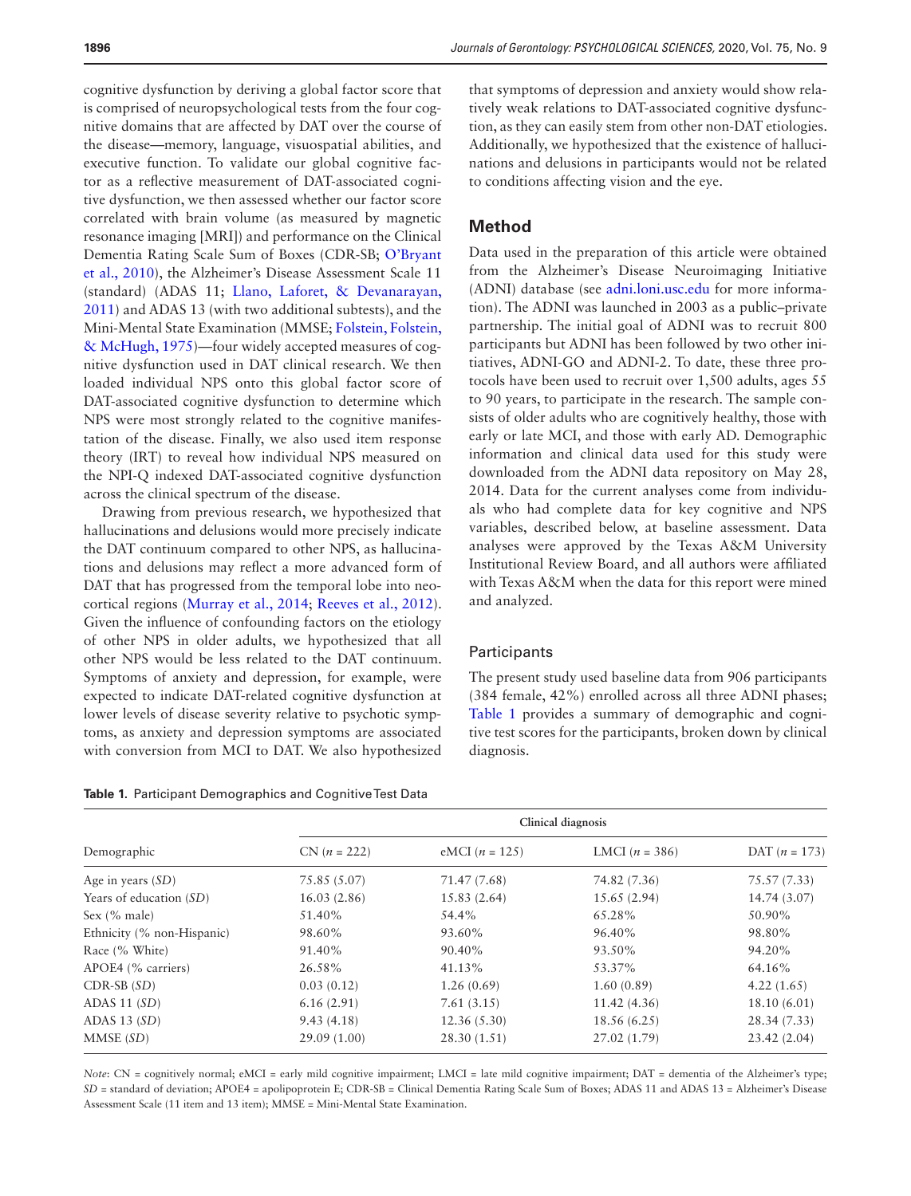cognitive dysfunction by deriving a global factor score that is comprised of neuropsychological tests from the four cognitive domains that are affected by DAT over the course of the disease—memory, language, visuospatial abilities, and executive function. To validate our global cognitive factor as a reflective measurement of DAT-associated cognitive dysfunction, we then assessed whether our factor score correlated with brain volume (as measured by magnetic resonance imaging [MRI]) and performance on the Clinical Dementia Rating Scale Sum of Boxes (CDR-SB; O'Bryant et al., 2010), the Alzheimer's Disease Assessment Scale 11 (standard) (ADAS 11; Llano, Laforet, & Devanarayan, 2011) and ADAS 13 (with two additional subtests), and the Mini-Mental State Examination (MMSE; Folstein, Folstein, & McHugh, 1975)—four widely accepted measures of cognitive dysfunction used in DAT clinical research. We then loaded individual NPS onto this global factor score of DAT-associated cognitive dysfunction to determine which NPS were most strongly related to the cognitive manifestation of the disease. Finally, we also used item response theory (IRT) to reveal how individual NPS measured on the NPI-Q indexed DAT-associated cognitive dysfunction across the clinical spectrum of the disease.

Drawing from previous research, we hypothesized that hallucinations and delusions would more precisely indicate the DAT continuum compared to other NPS, as hallucinations and delusions may reflect a more advanced form of DAT that has progressed from the temporal lobe into neocortical regions (Murray et al., 2014; Reeves et al., 2012). Given the influence of confounding factors on the etiology of other NPS in older adults, we hypothesized that all other NPS would be less related to the DAT continuum. Symptoms of anxiety and depression, for example, were expected to indicate DAT-related cognitive dysfunction at lower levels of disease severity relative to psychotic symptoms, as anxiety and depression symptoms are associated with conversion from MCI to DAT. We also hypothesized that symptoms of depression and anxiety would show relatively weak relations to DAT-associated cognitive dysfunction, as they can easily stem from other non-DAT etiologies. Additionally, we hypothesized that the existence of hallucinations and delusions in participants would not be related to conditions affecting vision and the eye.

## Method

Data used in the preparation of this article were obtained from the Alzheimer's Disease Neuroimaging Initiative (ADNI) database (see adni.loni.usc.edu for more information). The ADNI was launched in 2003 as a public–private partnership. The initial goal of ADNI was to recruit 800 participants but ADNI has been followed by two other initiatives, ADNI-GO and ADNI-2. To date, these three protocols have been used to recruit over 1,500 adults, ages 55 to 90 years, to participate in the research. The sample consists of older adults who are cognitively healthy, those with early or late MCI, and those with early AD. Demographic information and clinical data used for this study were downloaded from the ADNI data repository on May 28, 2014. Data for the current analyses come from individuals who had complete data for key cognitive and NPS variables, described below, at baseline assessment. Data analyses were approved by the Texas A&M University Institutional Review Board, and all authors were affiliated with Texas A&M when the data for this report were mined and analyzed.

### Participants

The present study used baseline data from 906 participants (384 female, 42%) enrolled across all three ADNI phases; Table 1 provides a summary of demographic and cognitive test scores for the participants, broken down by clinical diagnosis.

**Table 1.** Participant Demographics and Cognitive Test Data

| Demographic | Clinical diagnosis | | | |
|---|---|---|---|---|
| | CN (*n* = 222) | eMCI (*n* = 125) | LMCI (*n* = 386) | DAT (*n* = 173) |
| Age in years (*SD*) | 75.85 (5.07) | 71.47 (7.68) | 74.82 (7.36) | 75.57 (7.33) |
| Years of education (*SD*) | 16.03 (2.86) | 15.83 (2.64) | 15.65 (2.94) | 14.74 (3.07) |
| Sex (% male) | 51.40% | 54.4% | 65.28% | 50.90% |
| Ethnicity (% non-Hispanic) | 98.60% | 93.60% | 96.40% | 98.80% |
| Race (% White) | 91.40% | 90.40% | 93.50% | 94.20% |
| APOE4 (% carriers) | 26.58% | 41.13% | 53.37% | 64.16% |
| CDR-SB (*SD*) | 0.03 (0.12) | 1.26 (0.69) | 1.60 (0.89) | 4.22 (1.65) |
| ADAS 11 (*SD*) | 6.16 (2.91) | 7.61 (3.15) | 11.42 (4.36) | 18.10 (6.01) |
| ADAS 13 (*SD*) | 9.43 (4.18) | 12.36 (5.30) | 18.56 (6.25) | 28.34 (7.33) |
| MMSE (*SD*) | 29.09 (1.00) | 28.30 (1.51) | 27.02 (1.79) | 23.42 (2.04) |

*Note*: CN = cognitively normal; eMCI = early mild cognitive impairment; LMCI = late mild cognitive impairment; DAT = dementia of the Alzheimer's type; *SD* = standard of deviation; APOE4 = apolipoprotein E; CDR-SB = Clinical Dementia Rating Scale Sum of Boxes; ADAS 11 and ADAS 13 = Alzheimer's Disease Assessment Scale (11 item and 13 item); MMSE = Mini-Mental State Examination.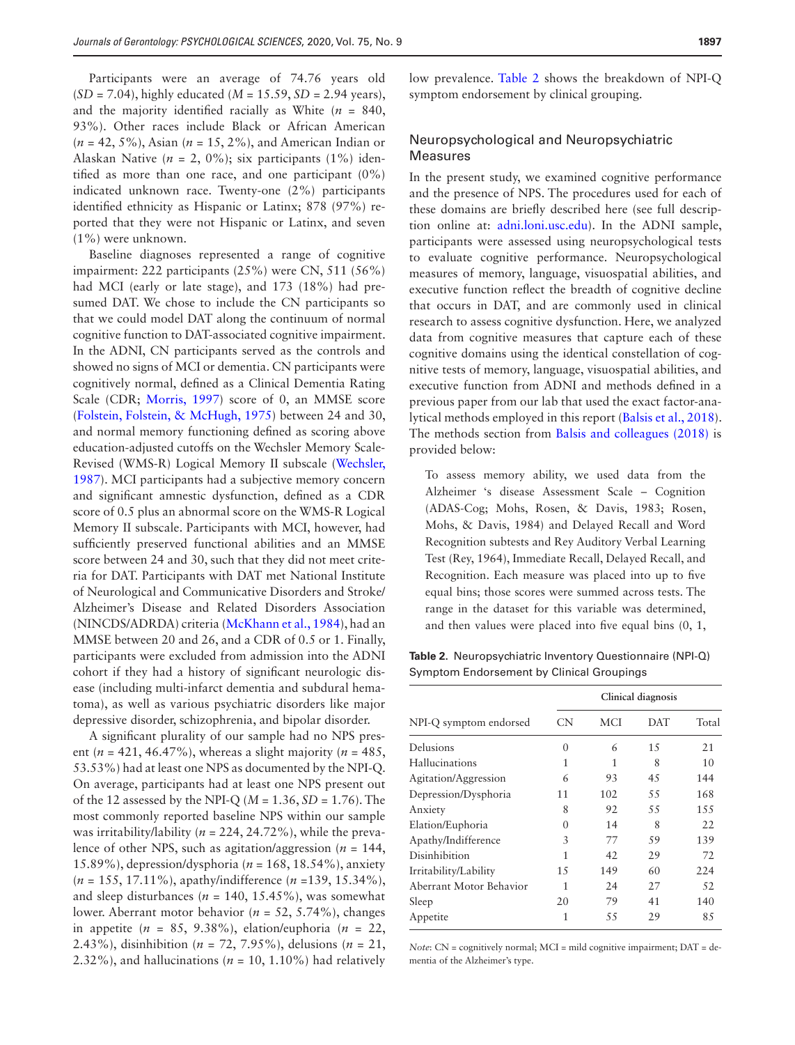Participants were an average of 74.76 years old (*SD* = 7.04), highly educated (*M* = 15.59, *SD* = 2.94 years), and the majority identified racially as White (*n* = 840, 93%). Other races include Black or African American (*n* = 42, 5%), Asian (*n* = 15, 2%), and American Indian or Alaskan Native (*n* = 2, 0%); six participants (1%) identified as more than one race, and one participant (0%) indicated unknown race. Twenty-one (2%) participants identified ethnicity as Hispanic or Latinx; 878 (97%) reported that they were not Hispanic or Latinx, and seven (1%) were unknown.

Baseline diagnoses represented a range of cognitive impairment: 222 participants (25%) were CN, 511 (56%) had MCI (early or late stage), and 173 (18%) had presumed DAT. We chose to include the CN participants so that we could model DAT along the continuum of normal cognitive function to DAT-associated cognitive impairment. In the ADNI, CN participants served as the controls and showed no signs of MCI or dementia. CN participants were cognitively normal, defined as a Clinical Dementia Rating Scale (CDR; Morris, 1997) score of 0, an MMSE score (Folstein, Folstein, & McHugh, 1975) between 24 and 30, and normal memory functioning defined as scoring above education-adjusted cutoffs on the Wechsler Memory Scale-Revised (WMS-R) Logical Memory II subscale (Wechsler, 1987). MCI participants had a subjective memory concern and significant amnestic dysfunction, defined as a CDR score of 0.5 plus an abnormal score on the WMS-R Logical Memory II subscale. Participants with MCI, however, had sufficiently preserved functional abilities and an MMSE score between 24 and 30, such that they did not meet criteria for DAT. Participants with DAT met National Institute of Neurological and Communicative Disorders and Stroke/Alzheimer's Disease and Related Disorders Association (NINCDS/ADRDA) criteria (McKhann et al., 1984), had an MMSE between 20 and 26, and a CDR of 0.5 or 1. Finally, participants were excluded from admission into the ADNI cohort if they had a history of significant neurologic disease (including multi-infarct dementia and subdural hematoma), as well as various psychiatric disorders like major depressive disorder, schizophrenia, and bipolar disorder.

A significant plurality of our sample had no NPS present (*n* = 421, 46.47%), whereas a slight majority (*n* = 485, 53.53%) had at least one NPS as documented by the NPI-Q. On average, participants had at least one NPS present out of the 12 assessed by the NPI-Q (*M* = 1.36, *SD* = 1.76). The most commonly reported baseline NPS within our sample was irritability/lability (*n* = 224, 24.72%), while the prevalence of other NPS, such as agitation/aggression (*n* = 144, 15.89%), depression/dysphoria (*n* = 168, 18.54%), anxiety (*n* = 155, 17.11%), apathy/indifference (*n* =139, 15.34%), and sleep disturbances (*n* = 140, 15.45%), was somewhat lower. Aberrant motor behavior (*n* = 52, 5.74%), changes in appetite (*n* = 85, 9.38%), elation/euphoria (*n* = 22, 2.43%), disinhibition (*n* = 72, 7.95%), delusions (*n* = 21, 2.32%), and hallucinations (*n* = 10, 1.10%) had relatively low prevalence. Table 2 shows the breakdown of NPI-Q symptom endorsement by clinical grouping.

**Table 2.** Neuropsychiatric Inventory Questionnaire (NPI-Q) Symptom Endorsement by Clinical Groupings

| | Clinical diagnosis | | | |
|---|---|---|---|---|
| NPI-Q symptom endorsed | CN | MCI | DAT | Total |
| Delusions | 0 | 6 | 15 | 21 |
| Hallucinations | 1 | 1 | 8 | 10 |
| Agitation/Aggression | 6 | 93 | 45 | 144 |
| Depression/Dysphoria | 11 | 102 | 55 | 168 |
| Anxiety | 8 | 92 | 55 | 155 |
| Elation/Euphoria | 0 | 14 | 8 | 22 |
| Apathy/Indifference | 3 | 77 | 59 | 139 |
| Disinhibition | 1 | 42 | 29 | 72 |
| Irritability/Lability | 15 | 149 | 60 | 224 |
| Aberrant Motor Behavior | 1 | 24 | 27 | 52 |
| Sleep | 20 | 79 | 41 | 140 |
| Appetite | 1 | 55 | 29 | 85 |

*Note*: CN = cognitively normal; MCI = mild cognitive impairment; DAT = dementia of the Alzheimer's type.

## Neuropsychological and Neuropsychiatric Measures

In the present study, we examined cognitive performance and the presence of NPS. The procedures used for each of these domains are briefly described here (see full description online at: adni.loni.usc.edu). In the ADNI sample, participants were assessed using neuropsychological tests to evaluate cognitive performance. Neuropsychological measures of memory, language, visuospatial abilities, and executive function reflect the breadth of cognitive decline that occurs in DAT, and are commonly used in clinical research to assess cognitive dysfunction. Here, we analyzed data from cognitive measures that capture each of these cognitive domains using the identical constellation of cognitive tests of memory, language, visuospatial abilities, and executive function from ADNI and methods defined in a previous paper from our lab that used the exact factor-analytical methods employed in this report (Balsis et al., 2018). The methods section from Balsis and colleagues (2018) is provided below:

> To assess memory ability, we used data from the Alzheimer 's disease Assessment Scale – Cognition (ADAS-Cog; Mohs, Rosen, & Davis, 1983; Rosen, Mohs, & Davis, 1984) and Delayed Recall and Word Recognition subtests and Rey Auditory Verbal Learning Test (Rey, 1964), Immediate Recall, Delayed Recall, and Recognition. Each measure was placed into up to five equal bins; those scores were summed across tests. The range in the dataset for this variable was determined, and then values were placed into five equal bins (0, 1,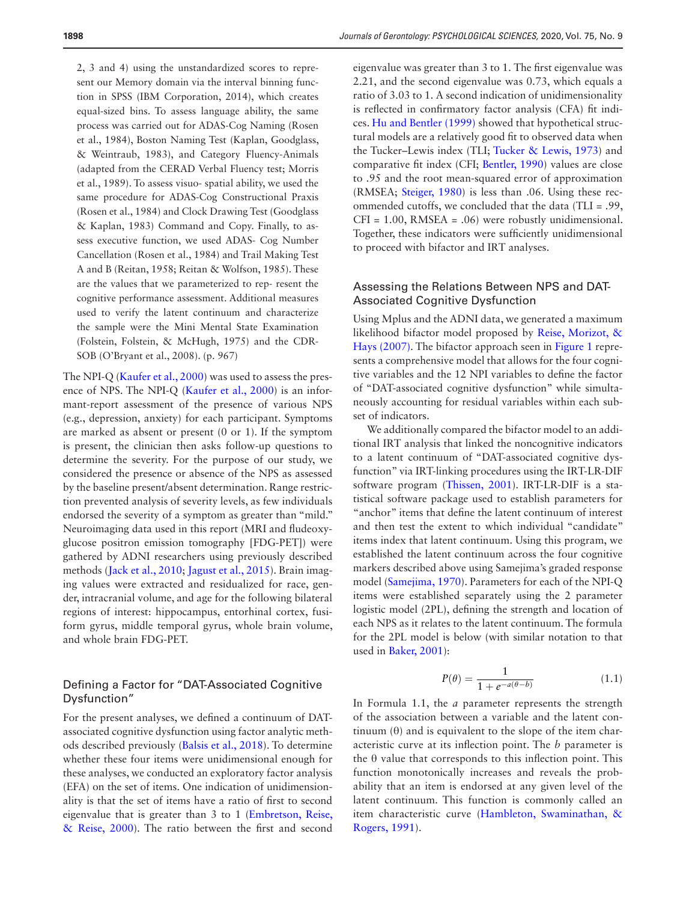2, 3 and 4) using the unstandardized scores to represent our Memory domain via the interval binning function in SPSS (IBM Corporation, 2014), which creates equal-sized bins. To assess language ability, the same process was carried out for ADAS-Cog Naming (Rosen et al., 1984), Boston Naming Test (Kaplan, Goodglass, & Weintraub, 1983), and Category Fluency-Animals (adapted from the CERAD Verbal Fluency test; Morris et al., 1989). To assess visuo- spatial ability, we used the same procedure for ADAS-Cog Constructional Praxis (Rosen et al., 1984) and Clock Drawing Test (Goodglass & Kaplan, 1983) Command and Copy. Finally, to assess executive function, we used ADAS- Cog Number Cancellation (Rosen et al., 1984) and Trail Making Test A and B (Reitan, 1958; Reitan & Wolfson, 1985). These are the values that we parameterized to rep- resent the cognitive performance assessment. Additional measures used to verify the latent continuum and characterize the sample were the Mini Mental State Examination (Folstein, Folstein, & McHugh, 1975) and the CDR-SOB (O'Bryant et al., 2008). (p. 967)

The NPI-Q (Kaufer et al., 2000) was used to assess the presence of NPS. The NPI-Q (Kaufer et al., 2000) is an informant-report assessment of the presence of various NPS (e.g., depression, anxiety) for each participant. Symptoms are marked as absent or present (0 or 1). If the symptom is present, the clinician then asks follow-up questions to determine the severity. For the purpose of our study, we considered the presence or absence of the NPS as assessed by the baseline present/absent determination. Range restriction prevented analysis of severity levels, as few individuals endorsed the severity of a symptom as greater than "mild." Neuroimaging data used in this report (MRI and fludeoxyglucose positron emission tomography [FDG-PET]) were gathered by ADNI researchers using previously described methods (Jack et al., 2010; Jagust et al., 2015). Brain imaging values were extracted and residualized for race, gender, intracranial volume, and age for the following bilateral regions of interest: hippocampus, entorhinal cortex, fusiform gyrus, middle temporal gyrus, whole brain volume, and whole brain FDG-PET.

## Defining a Factor for "DAT-Associated Cognitive Dysfunction"

For the present analyses, we defined a continuum of DAT-associated cognitive dysfunction using factor analytic methods described previously (Balsis et al., 2018). To determine whether these four items were unidimensional enough for these analyses, we conducted an exploratory factor analysis (EFA) on the set of items. One indication of unidimensionality is that the set of items have a ratio of first to second eigenvalue that is greater than 3 to 1 (Embretson, Reise, & Reise, 2000). The ratio between the first and second eigenvalue was greater than 3 to 1. The first eigenvalue was 2.21, and the second eigenvalue was 0.73, which equals a ratio of 3.03 to 1. A second indication of unidimensionality is reflected in confirmatory factor analysis (CFA) fit indices. Hu and Bentler (1999) showed that hypothetical structural models are a relatively good fit to observed data when the Tucker–Lewis index (TLI; Tucker & Lewis, 1973) and comparative fit index (CFI; Bentler, 1990) values are close to .95 and the root mean-squared error of approximation (RMSEA; Steiger, 1980) is less than .06. Using these recommended cutoffs, we concluded that the data (TLI = .99, CFI = 1.00, RMSEA = .06) were robustly unidimensional. Together, these indicators were sufficiently unidimensional to proceed with bifactor and IRT analyses.

## Assessing the Relations Between NPS and DAT-Associated Cognitive Dysfunction

Using Mplus and the ADNI data, we generated a maximum likelihood bifactor model proposed by Reise, Morizot, & Hays (2007). The bifactor approach seen in Figure 1 represents a comprehensive model that allows for the four cognitive variables and the 12 NPI variables to define the factor of "DAT-associated cognitive dysfunction" while simultaneously accounting for residual variables within each subset of indicators.

We additionally compared the bifactor model to an additional IRT analysis that linked the noncognitive indicators to a latent continuum of "DAT-associated cognitive dysfunction" via IRT-linking procedures using the IRT-LR-DIF software program (Thissen, 2001). IRT-LR-DIF is a statistical software package used to establish parameters for "anchor" items that define the latent continuum of interest and then test the extent to which individual "candidate" items index that latent continuum. Using this program, we established the latent continuum across the four cognitive markers described above using Samejima's graded response model (Samejima, 1970). Parameters for each of the NPI-Q items were established separately using the 2 parameter logistic model (2PL), defining the strength and location of each NPS as it relates to the latent continuum. The formula for the 2PL model is below (with similar notation to that used in Baker, 2001):

$$P(\theta) = \frac{1}{1 + e^{-a(\theta - b)}} \tag{1.1}$$

In Formula 1.1, the $a$ parameter represents the strength of the association between a variable and the latent continuum ($\theta$) and is equivalent to the slope of the item characteristic curve at its inflection point. The $b$ parameter is the $\theta$ value that corresponds to this inflection point. This function monotonically increases and reveals the probability that an item is endorsed at any given level of the latent continuum. This function is commonly called an item characteristic curve (Hambleton, Swaminathan, & Rogers, 1991).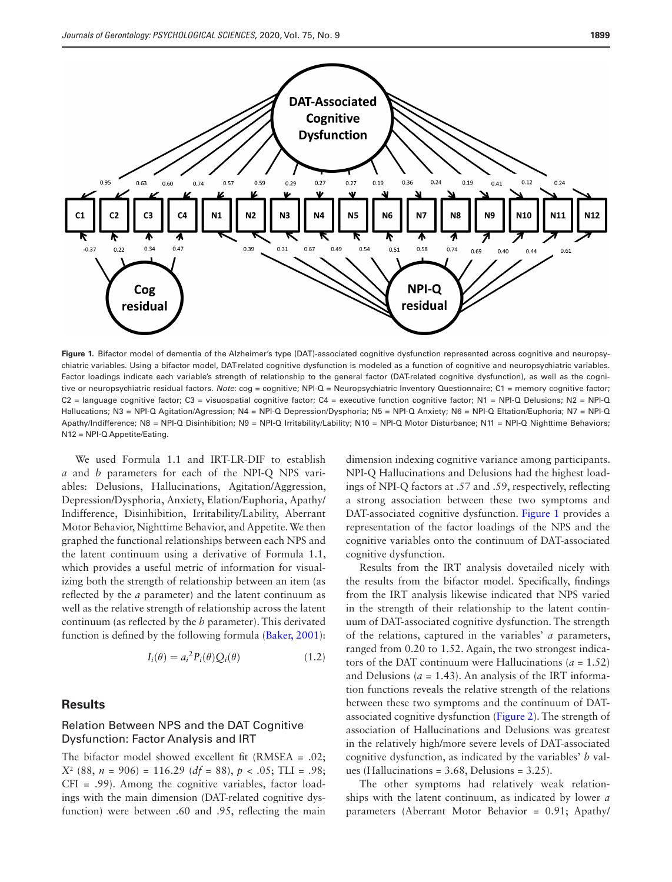**Figure 1.** Bifactor model of dementia of the Alzheimer's type (DAT)-associated cognitive dysfunction represented across cognitive and neuropsychiatric variables. Using a bifactor model, DAT-related cognitive dysfunction is modeled as a function of cognitive and neuropsychiatric variables. Factor loadings indicate each variable's strength of relationship to the general factor (DAT-related cognitive dysfunction), as well as the cognitive or neuropsychiatric residual factors. *Note*: cog = cognitive; NPI-Q = Neuropsychiatric Inventory Questionnaire; C1 = memory cognitive factor; C2 = language cognitive factor; C3 = visuospatial cognitive factor; C4 = executive function cognitive factor; N1 = NPI-Q Delusions; N2 = NPI-Q Hallucinations; N3 = NPI-Q Agitation/Agression; N4 = NPI-Q Depression/Dysphoria; N5 = NPI-Q Anxiety; N6 = NPI-Q Eltation/Euphoria; N7 = NPI-Q Apathy/Indifference; N8 = NPI-Q Disinhibition; N9 = NPI-Q Irritability/Lability; N10 = NPI-Q Motor Disturbance; N11 = NPI-Q Nighttime Behaviors; N12 = NPI-Q Appetite/Eating.

We used Formula 1.1 and IRT-LR-DIF to establish *a* and *b* parameters for each of the NPI-Q NPS variables: Delusions, Hallucinations, Agitation/Aggression, Depression/Dysphoria, Anxiety, Elation/Euphoria, Apathy/Indifference, Disinhibition, Irritability/Lability, Aberrant Motor Behavior, Nighttime Behavior, and Appetite. We then graphed the functional relationships between each NPS and the latent continuum using a derivative of Formula 1.1, which provides a useful metric of information for visualizing both the strength of relationship between an item (as reflected by the *a* parameter) and the latent continuum as well as the relative strength of relationship across the latent continuum (as reflected by the *b* parameter). This derivated function is defined by the following formula (Baker, 2001):

$$I_i(\theta) = a_i^2 P_i(\theta) Q_i(\theta) \tag{1.2}$$

## Results

### Relation Between NPS and the DAT Cognitive Dysfunction: Factor Analysis and IRT

The bifactor model showed excellent fit (RMSEA = .02; $X^2$ (88, $n$ = 906) = 116.29 ($df$ = 88), $p$ < .05; TLI = .98; CFI = .99). Among the cognitive variables, factor loadings with the main dimension (DAT-related cognitive dysfunction) were between .60 and .95, reflecting the main dimension indexing cognitive variance among participants. NPI-Q Hallucinations and Delusions had the highest loadings of NPI-Q factors at .57 and .59, respectively, reflecting a strong association between these two symptoms and DAT-associated cognitive dysfunction. Figure 1 provides a representation of the factor loadings of the NPS and the cognitive variables onto the continuum of DAT-associated cognitive dysfunction.

Results from the IRT analysis dovetailed nicely with the results from the bifactor model. Specifically, findings from the IRT analysis likewise indicated that NPS varied in the strength of their relationship to the latent continuum of DAT-associated cognitive dysfunction. The strength of the relations, captured in the variables' *a* parameters, ranged from 0.20 to 1.52. Again, the two strongest indicators of the DAT continuum were Hallucinations (*a* = 1.52) and Delusions (*a* = 1.43). An analysis of the IRT information functions reveals the relative strength of the relations between these two symptoms and the continuum of DAT-associated cognitive dysfunction (Figure 2). The strength of association of Hallucinations and Delusions was greatest in the relatively high/more severe levels of DAT-associated cognitive dysfunction, as indicated by the variables' *b* values (Hallucinations = 3.68, Delusions = 3.25).

The other symptoms had relatively weak relationships with the latent continuum, as indicated by lower *a* parameters (Aberrant Motor Behavior = 0.91; Apathy/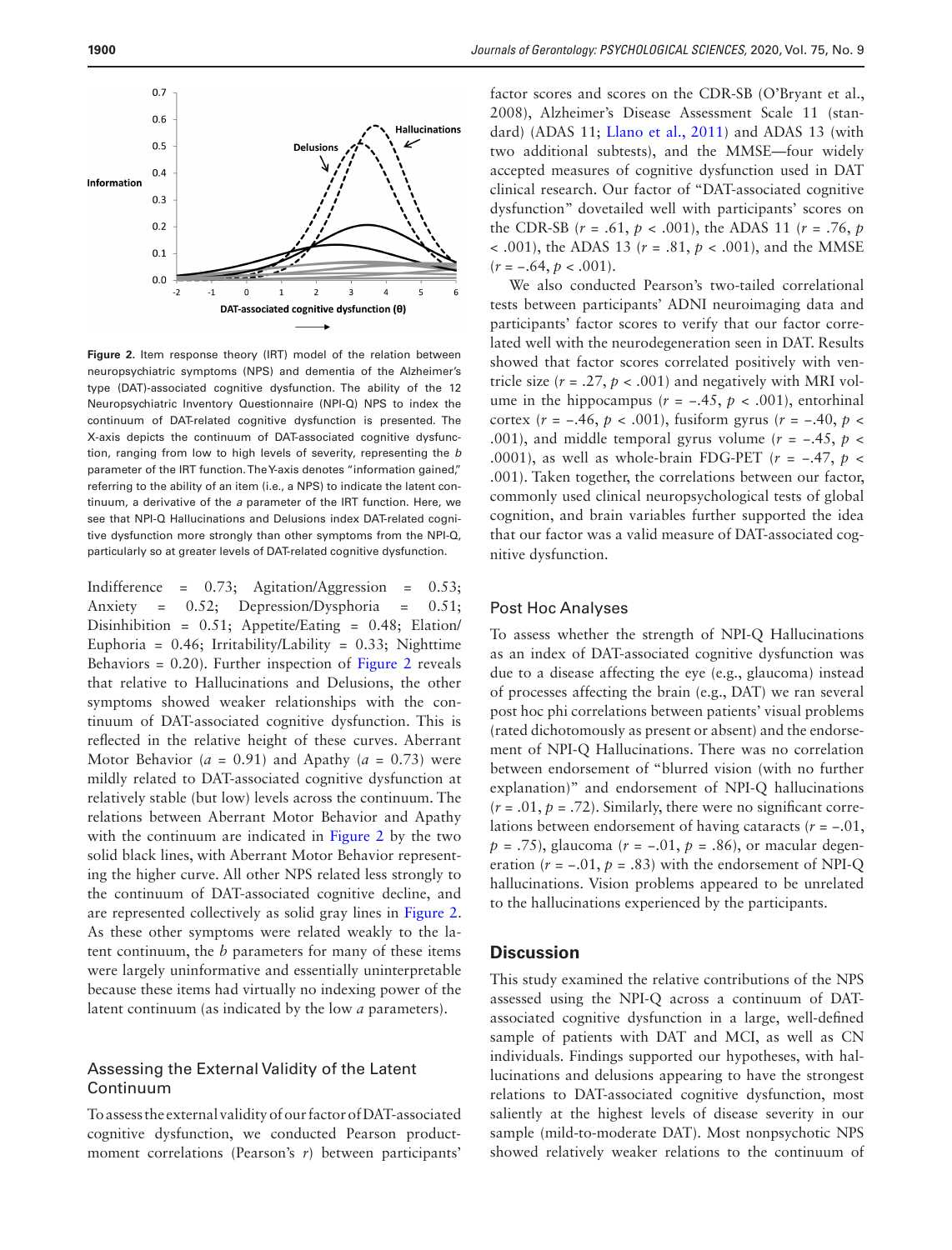**Figure 2.** Item response theory (IRT) model of the relation between neuropsychiatric symptoms (NPS) and dementia of the Alzheimer's type (DAT)-associated cognitive dysfunction. The ability of the 12 Neuropsychiatric Inventory Questionnaire (NPI-Q) NPS to index the continuum of DAT-related cognitive dysfunction is presented. The X-axis depicts the continuum of DAT-associated cognitive dysfunction, ranging from low to high levels of severity, representing the *b* parameter of the IRT function. The Y-axis denotes "information gained," referring to the ability of an item (i.e., a NPS) to indicate the latent continuum, a derivative of the *a* parameter of the IRT function. Here, we see that NPI-Q Hallucinations and Delusions index DAT-related cognitive dysfunction more strongly than other symptoms from the NPI-Q, particularly so at greater levels of DAT-related cognitive dysfunction.

Indifference = 0.73; Agitation/Aggression = 0.53; Anxiety = 0.52; Depression/Dysphoria = 0.51; Disinhibition = 0.51; Appetite/Eating = 0.48; Elation/Euphoria = 0.46; Irritability/Lability = 0.33; Nighttime Behaviors = 0.20). Further inspection of Figure 2 reveals that relative to Hallucinations and Delusions, the other symptoms showed weaker relationships with the continuum of DAT-associated cognitive dysfunction. This is reflected in the relative height of these curves. Aberrant Motor Behavior ($a$ = 0.91) and Apathy ($a$ = 0.73) were mildly related to DAT-associated cognitive dysfunction at relatively stable (but low) levels across the continuum. The relations between Aberrant Motor Behavior and Apathy with the continuum are indicated in Figure 2 by the two solid black lines, with Aberrant Motor Behavior representing the higher curve. All other NPS related less strongly to the continuum of DAT-associated cognitive decline, and are represented collectively as solid gray lines in Figure 2. As these other symptoms were related weakly to the latent continuum, the $b$ parameters for many of these items were largely uninformative and essentially uninterpretable because these items had virtually no indexing power of the latent continuum (as indicated by the low $a$ parameters).

### Assessing the External Validity of the Latent Continuum

To assess the external validity of our factor of DAT-associated cognitive dysfunction, we conducted Pearson product-moment correlations (Pearson's $r$) between participants' factor scores and scores on the CDR-SB (O'Bryant et al., 2008), Alzheimer's Disease Assessment Scale 11 (standard) (ADAS 11; Llano et al., 2011) and ADAS 13 (with two additional subtests), and the MMSE—four widely accepted measures of cognitive dysfunction used in DAT clinical research. Our factor of "DAT-associated cognitive dysfunction" dovetailed well with participants' scores on the CDR-SB ($r$ = .61, $p$ < .001), the ADAS 11 ($r$ = .76, $p$ < .001), the ADAS 13 ($r$ = .81, $p$ < .001), and the MMSE ($r$ = −.64, $p$ < .001).

We also conducted Pearson's two-tailed correlational tests between participants' ADNI neuroimaging data and participants' factor scores to verify that our factor correlated well with the neurodegeneration seen in DAT. Results showed that factor scores correlated positively with ventricle size ($r$ = .27, $p$ < .001) and negatively with MRI volume in the hippocampus ($r$ = −.45, $p$ < .001), entorhinal cortex ($r$ = −.46, $p$ < .001), fusiform gyrus ($r$ = −.40, $p$ < .001), and middle temporal gyrus volume ($r$ = −.45, $p$ < .0001), as well as whole-brain FDG-PET ($r$ = −.47, $p$ < .001). Taken together, the correlations between our factor, commonly used clinical neuropsychological tests of global cognition, and brain variables further supported the idea that our factor was a valid measure of DAT-associated cognitive dysfunction.

### Post Hoc Analyses

To assess whether the strength of NPI-Q Hallucinations as an index of DAT-associated cognitive dysfunction was due to a disease affecting the eye (e.g., glaucoma) instead of processes affecting the brain (e.g., DAT) we ran several post hoc phi correlations between patients' visual problems (rated dichotomously as present or absent) and the endorsement of NPI-Q Hallucinations. There was no correlation between endorsement of "blurred vision (with no further explanation)" and endorsement of NPI-Q hallucinations ($r$ = .01, $p$ = .72). Similarly, there were no significant correlations between endorsement of having cataracts ($r$ = −.01, $p$ = .75), glaucoma ($r$ = −.01, $p$ = .86), or macular degeneration ($r$ = −.01, $p$ = .83) with the endorsement of NPI-Q hallucinations. Vision problems appeared to be unrelated to the hallucinations experienced by the participants.

## Discussion

This study examined the relative contributions of the NPS assessed using the NPI-Q across a continuum of DAT-associated cognitive dysfunction in a large, well-defined sample of patients with DAT and MCI, as well as CN individuals. Findings supported our hypotheses, with hallucinations and delusions appearing to have the strongest relations to DAT-associated cognitive dysfunction, most saliently at the highest levels of disease severity in our sample (mild-to-moderate DAT). Most nonpsychotic NPS showed relatively weaker relations to the continuum of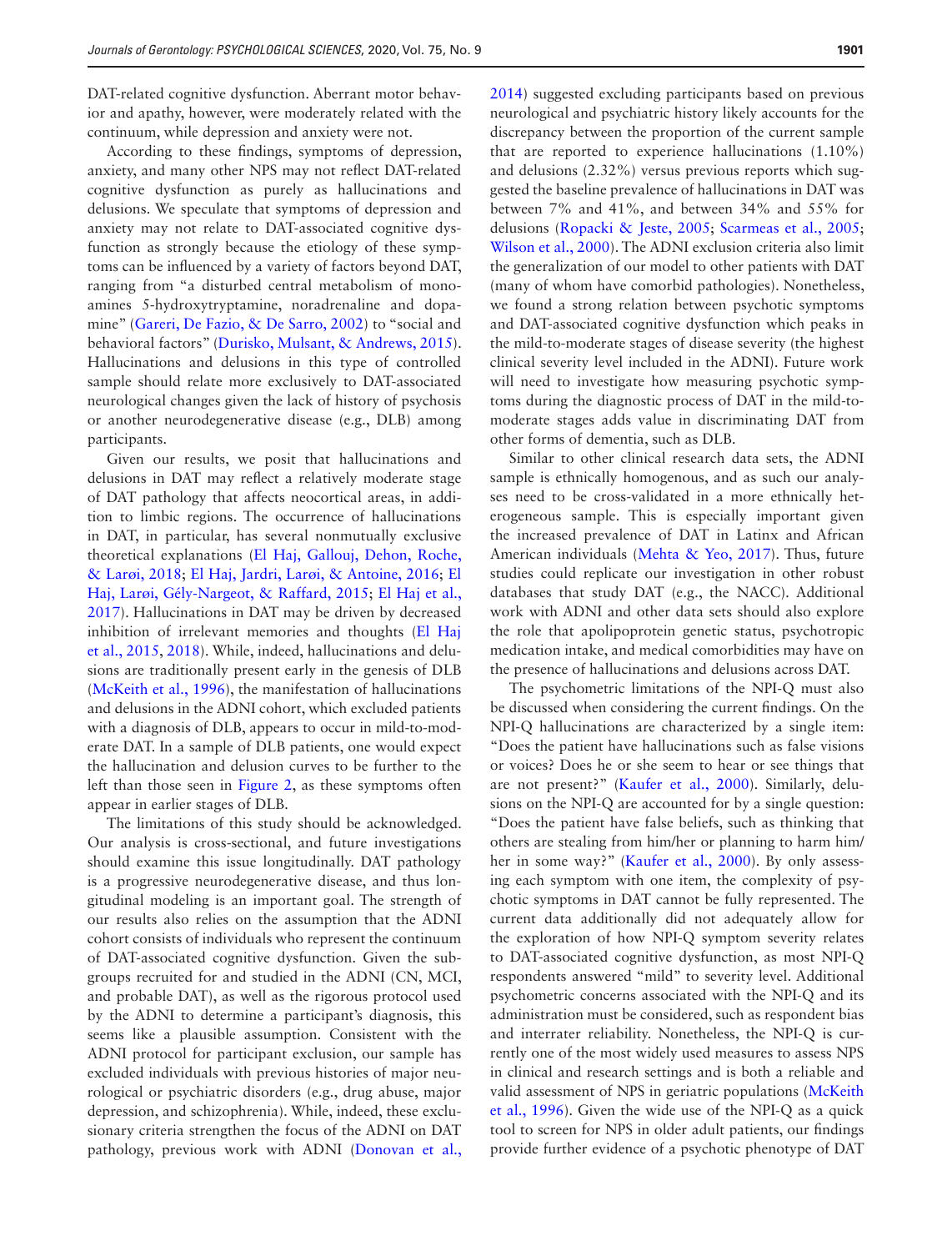DAT-related cognitive dysfunction. Aberrant motor behavior and apathy, however, were moderately related with the continuum, while depression and anxiety were not.

According to these findings, symptoms of depression, anxiety, and many other NPS may not reflect DAT-related cognitive dysfunction as purely as hallucinations and delusions. We speculate that symptoms of depression and anxiety may not relate to DAT-associated cognitive dysfunction as strongly because the etiology of these symptoms can be influenced by a variety of factors beyond DAT, ranging from "a disturbed central metabolism of monoamines 5-hydroxytryptamine, noradrenaline and dopamine" (Gareri, De Fazio, & De Sarro, 2002) to "social and behavioral factors" (Durisko, Mulsant, & Andrews, 2015). Hallucinations and delusions in this type of controlled sample should relate more exclusively to DAT-associated neurological changes given the lack of history of psychosis or another neurodegenerative disease (e.g., DLB) among participants.

Given our results, we posit that hallucinations and delusions in DAT may reflect a relatively moderate stage of DAT pathology that affects neocortical areas, in addition to limbic regions. The occurrence of hallucinations in DAT, in particular, has several nonmutually exclusive theoretical explanations (El Haj, Gallouj, Dehon, Roche, & Larøi, 2018; El Haj, Jardri, Larøi, & Antoine, 2016; El Haj, Larøi, Gély-Nargeot, & Raffard, 2015; El Haj et al., 2017). Hallucinations in DAT may be driven by decreased inhibition of irrelevant memories and thoughts (El Haj et al., 2015, 2018). While, indeed, hallucinations and delusions are traditionally present early in the genesis of DLB (McKeith et al., 1996), the manifestation of hallucinations and delusions in the ADNI cohort, which excluded patients with a diagnosis of DLB, appears to occur in mild-to-moderate DAT. In a sample of DLB patients, one would expect the hallucination and delusion curves to be further to the left than those seen in Figure 2, as these symptoms often appear in earlier stages of DLB.

The limitations of this study should be acknowledged. Our analysis is cross-sectional, and future investigations should examine this issue longitudinally. DAT pathology is a progressive neurodegenerative disease, and thus longitudinal modeling is an important goal. The strength of our results also relies on the assumption that the ADNI cohort consists of individuals who represent the continuum of DAT-associated cognitive dysfunction. Given the subgroups recruited for and studied in the ADNI (CN, MCI, and probable DAT), as well as the rigorous protocol used by the ADNI to determine a participant's diagnosis, this seems like a plausible assumption. Consistent with the ADNI protocol for participant exclusion, our sample has excluded individuals with previous histories of major neurological or psychiatric disorders (e.g., drug abuse, major depression, and schizophrenia). While, indeed, these exclusionary criteria strengthen the focus of the ADNI on DAT pathology, previous work with ADNI (Donovan et al., 2014) suggested excluding participants based on previous neurological and psychiatric history likely accounts for the discrepancy between the proportion of the current sample that are reported to experience hallucinations (1.10%) and delusions (2.32%) versus previous reports which suggested the baseline prevalence of hallucinations in DAT was between 7% and 41%, and between 34% and 55% for delusions (Ropacki & Jeste, 2005; Scarmeas et al., 2005; Wilson et al., 2000). The ADNI exclusion criteria also limit the generalization of our model to other patients with DAT (many of whom have comorbid pathologies). Nonetheless, we found a strong relation between psychotic symptoms and DAT-associated cognitive dysfunction which peaks in the mild-to-moderate stages of disease severity (the highest clinical severity level included in the ADNI). Future work will need to investigate how measuring psychotic symptoms during the diagnostic process of DAT in the mild-to-moderate stages adds value in discriminating DAT from other forms of dementia, such as DLB.

Similar to other clinical research data sets, the ADNI sample is ethnically homogenous, and as such our analyses need to be cross-validated in a more ethnically heterogeneous sample. This is especially important given the increased prevalence of DAT in Latinx and African American individuals (Mehta & Yeo, 2017). Thus, future studies could replicate our investigation in other robust databases that study DAT (e.g., the NACC). Additional work with ADNI and other data sets should also explore the role that apolipoprotein genetic status, psychotropic medication intake, and medical comorbidities may have on the presence of hallucinations and delusions across DAT.

The psychometric limitations of the NPI-Q must also be discussed when considering the current findings. On the NPI-Q hallucinations are characterized by a single item: "Does the patient have hallucinations such as false visions or voices? Does he or she seem to hear or see things that are not present?" (Kaufer et al., 2000). Similarly, delusions on the NPI-Q are accounted for by a single question: "Does the patient have false beliefs, such as thinking that others are stealing from him/her or planning to harm him/her in some way?" (Kaufer et al., 2000). By only assessing each symptom with one item, the complexity of psychotic symptoms in DAT cannot be fully represented. The current data additionally did not adequately allow for the exploration of how NPI-Q symptom severity relates to DAT-associated cognitive dysfunction, as most NPI-Q respondents answered "mild" to severity level. Additional psychometric concerns associated with the NPI-Q and its administration must be considered, such as respondent bias and interrater reliability. Nonetheless, the NPI-Q is currently one of the most widely used measures to assess NPS in clinical and research settings and is both a reliable and valid assessment of NPS in geriatric populations (McKeith et al., 1996). Given the wide use of the NPI-Q as a quick tool to screen for NPS in older adult patients, our findings provide further evidence of a psychotic phenotype of DAT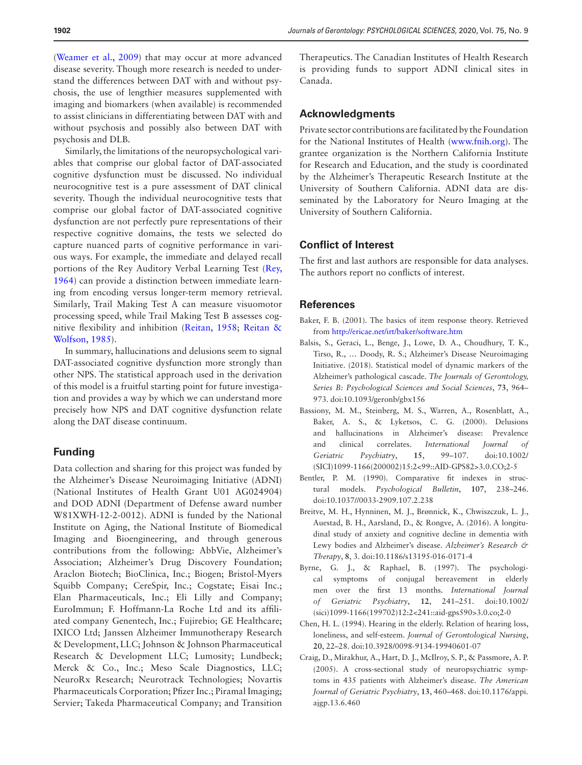(Weamer et al., 2009) that may occur at more advanced disease severity. Though more research is needed to understand the differences between DAT with and without psychosis, the use of lengthier measures supplemented with imaging and biomarkers (when available) is recommended to assist clinicians in differentiating between DAT with and without psychosis and possibly also between DAT with psychosis and DLB.

Similarly, the limitations of the neuropsychological variables that comprise our global factor of DAT-associated cognitive dysfunction must be discussed. No individual neurocognitive test is a pure assessment of DAT clinical severity. Though the individual neurocognitive tests that comprise our global factor of DAT-associated cognitive dysfunction are not perfectly pure representations of their respective cognitive domains, the tests we selected do capture nuanced parts of cognitive performance in various ways. For example, the immediate and delayed recall portions of the Rey Auditory Verbal Learning Test (Rey, 1964) can provide a distinction between immediate learning from encoding versus longer-term memory retrieval. Similarly, Trail Making Test A can measure visuomotor processing speed, while Trail Making Test B assesses cognitive flexibility and inhibition (Reitan, 1958; Reitan & Wolfson, 1985).

In summary, hallucinations and delusions seem to signal DAT-associated cognitive dysfunction more strongly than other NPS. The statistical approach used in the derivation of this model is a fruitful starting point for future investigation and provides a way by which we can understand more precisely how NPS and DAT cognitive dysfunction relate along the DAT disease continuum.

## Funding

Data collection and sharing for this project was funded by the Alzheimer's Disease Neuroimaging Initiative (ADNI) (National Institutes of Health Grant U01 AG024904) and DOD ADNI (Department of Defense award number W81XWH-12-2-0012). ADNI is funded by the National Institute on Aging, the National Institute of Biomedical Imaging and Bioengineering, and through generous contributions from the following: AbbVie, Alzheimer's Association; Alzheimer's Drug Discovery Foundation; Araclon Biotech; BioClinica, Inc.; Biogen; Bristol-Myers Squibb Company; CereSpir, Inc.; Cogstate; Eisai Inc.; Elan Pharmaceuticals, Inc.; Eli Lilly and Company; EuroImmun; F. Hoffmann-La Roche Ltd and its affiliated company Genentech, Inc.; Fujirebio; GE Healthcare; IXICO Ltd; Janssen Alzheimer Immunotherapy Research & Development, LLC; Johnson & Johnson Pharmaceutical Research & Development LLC; Lumosity; Lundbeck; Merck & Co., Inc.; Meso Scale Diagnostics, LLC; NeuroRx Research; Neurotrack Technologies; Novartis Pharmaceuticals Corporation; Pfizer Inc.; Piramal Imaging; Servier; Takeda Pharmaceutical Company; and Transition Therapeutics. The Canadian Institutes of Health Research is providing funds to support ADNI clinical sites in Canada.

## Acknowledgments

Private sector contributions are facilitated by the Foundation for the National Institutes of Health (www.fnih.org). The grantee organization is the Northern California Institute for Research and Education, and the study is coordinated by the Alzheimer's Therapeutic Research Institute at the University of Southern California. ADNI data are disseminated by the Laboratory for Neuro Imaging at the University of Southern California.

## Conflict of Interest

The first and last authors are responsible for data analyses. The authors report no conflicts of interest.

## References

Baker, F. B. (2001). The basics of item response theory. Retrieved from http://ericae.net/irt/baker/software.htm

Balsis, S., Geraci, L., Benge, J., Lowe, D. A., Choudhury, T. K., Tirso, R., … Doody, R. S.; Alzheimer's Disease Neuroimaging Initiative. (2018). Statistical model of dynamic markers of the Alzheimer's pathological cascade. *The Journals of Gerontology, Series B: Psychological Sciences and Social Sciences*, **73**, 964–973. doi:10.1093/geronb/gbx156

Bassiony, M. M., Steinberg, M. S., Warren, A., Rosenblatt, A., Baker, A. S., & Lyketsos, C. G. (2000). Delusions and hallucinations in Alzheimer's disease: Prevalence and clinical correlates. *International Journal of Geriatric Psychiatry*, **15**, 99–107. doi:10.1002/(SICI)1099-1166(200002)15:2<99::AID-GPS82>3.0.CO;2-5

Bentler, P. M. (1990). Comparative fit indexes in structural models. *Psychological Bulletin*, **107**, 238–246. doi:10.1037//0033-2909.107.2.238

Breitve, M. H., Hynninen, M. J., Brønnick, K., Chwiszczuk, L. J., Auestad, B. H., Aarsland, D., & Rongve, A. (2016). A longitudinal study of anxiety and cognitive decline in dementia with Lewy bodies and Alzheimer's disease. *Alzheimer's Research & Therapy*, **8**, 3. doi:10.1186/s13195-016-0171-4

Byrne, G. J., & Raphael, B. (1997). The psychological symptoms of conjugal bereavement in elderly men over the first 13 months. *International Journal of Geriatric Psychiatry*, **12**, 241–251. doi:10.1002/(sici)1099-1166(199702)12:2<241::aid-gps590>3.0.co;2-0

Chen, H. L. (1994). Hearing in the elderly. Relation of hearing loss, loneliness, and self-esteem. *Journal of Gerontological Nursing*, **20**, 22–28. doi:10.3928/0098-9134-19940601-07

Craig, D., Mirakhur, A., Hart, D. J., McIlroy, S. P., & Passmore, A. P. (2005). A cross-sectional study of neuropsychiatric symptoms in 435 patients with Alzheimer's disease. *The American Journal of Geriatric Psychiatry*, **13**, 460–468. doi:10.1176/appi.ajgp.13.6.460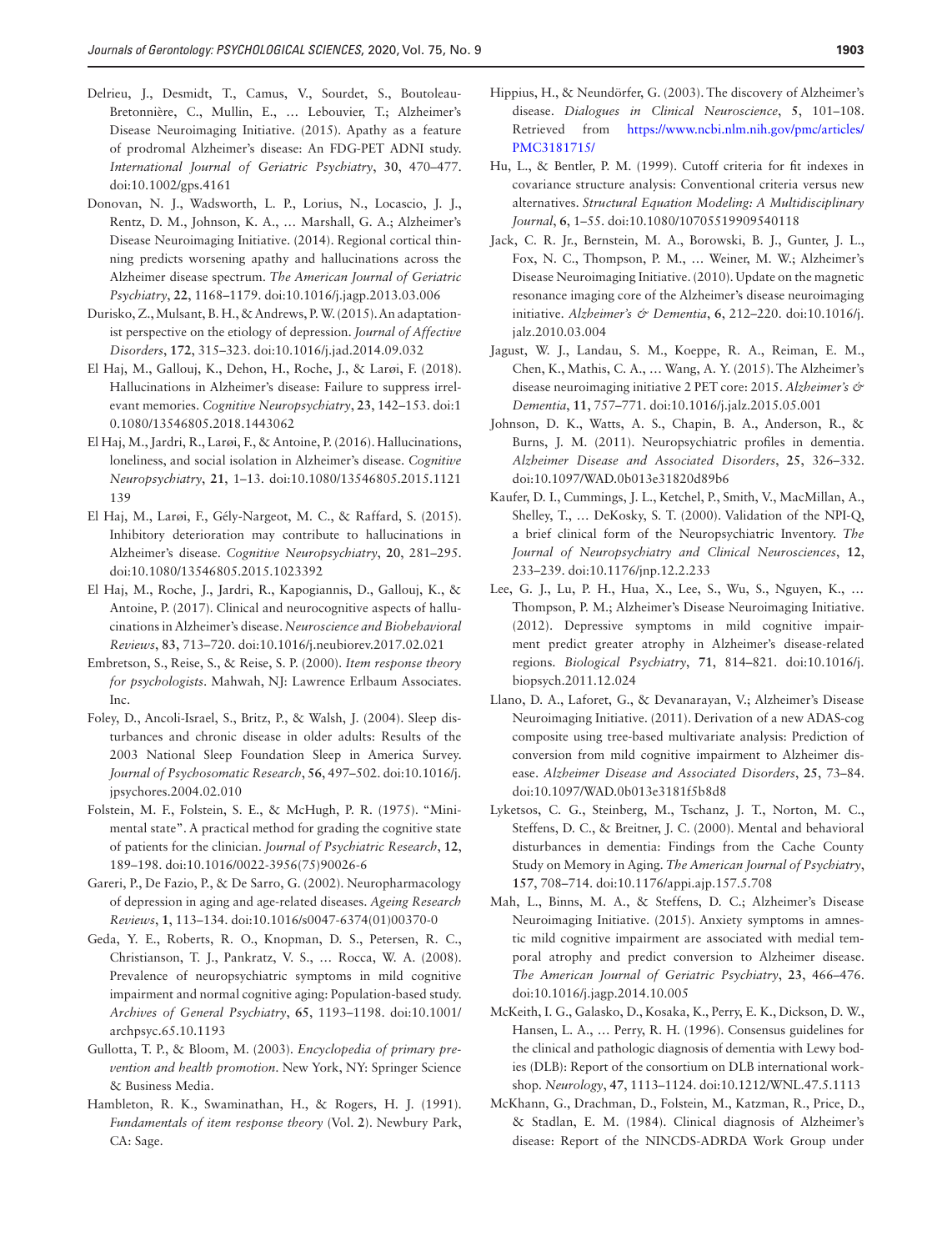Delrieu, J., Desmidt, T., Camus, V., Sourdet, S., Boutoleau-Bretonnière, C., Mullin, E., … Lebouvier, T.; Alzheimer's Disease Neuroimaging Initiative. (2015). Apathy as a feature of prodromal Alzheimer's disease: An FDG-PET ADNI study. *International Journal of Geriatric Psychiatry*, **30**, 470–477. doi:10.1002/gps.4161

Donovan, N. J., Wadsworth, L. P., Lorius, N., Locascio, J. J., Rentz, D. M., Johnson, K. A., … Marshall, G. A.; Alzheimer's Disease Neuroimaging Initiative. (2014). Regional cortical thinning predicts worsening apathy and hallucinations across the Alzheimer disease spectrum. *The American Journal of Geriatric Psychiatry*, **22**, 1168–1179. doi:10.1016/j.jagp.2013.03.006

Durisko, Z., Mulsant, B. H., & Andrews, P. W. (2015). An adaptationist perspective on the etiology of depression. *Journal of Affective Disorders*, **172**, 315–323. doi:10.1016/j.jad.2014.09.032

El Haj, M., Gallouj, K., Dehon, H., Roche, J., & Larøi, F. (2018). Hallucinations in Alzheimer's disease: Failure to suppress irrelevant memories. *Cognitive Neuropsychiatry*, **23**, 142–153. doi:10.1080/13546805.2018.1443062

El Haj, M., Jardri, R., Larøi, F., & Antoine, P. (2016). Hallucinations, loneliness, and social isolation in Alzheimer's disease. *Cognitive Neuropsychiatry*, **21**, 1–13. doi:10.1080/13546805.2015.1121139

El Haj, M., Larøi, F., Gély-Nargeot, M. C., & Raffard, S. (2015). Inhibitory deterioration may contribute to hallucinations in Alzheimer's disease. *Cognitive Neuropsychiatry*, **20**, 281–295. doi:10.1080/13546805.2015.1023392

El Haj, M., Roche, J., Jardri, R., Kapogiannis, D., Gallouj, K., & Antoine, P. (2017). Clinical and neurocognitive aspects of hallucinations in Alzheimer's disease. *Neuroscience and Biobehavioral Reviews*, **83**, 713–720. doi:10.1016/j.neubiorev.2017.02.021

Embretson, S., Reise, S., & Reise, S. P. (2000). *Item response theory for psychologists*. Mahwah, NJ: Lawrence Erlbaum Associates. Inc.

Foley, D., Ancoli-Israel, S., Britz, P., & Walsh, J. (2004). Sleep disturbances and chronic disease in older adults: Results of the 2003 National Sleep Foundation Sleep in America Survey. *Journal of Psychosomatic Research*, **56**, 497–502. doi:10.1016/j.jpsychores.2004.02.010

Folstein, M. F., Folstein, S. E., & McHugh, P. R. (1975). "Mini-mental state". A practical method for grading the cognitive state of patients for the clinician. *Journal of Psychiatric Research*, **12**, 189–198. doi:10.1016/0022-3956(75)90026-6

Gareri, P., De Fazio, P., & De Sarro, G. (2002). Neuropharmacology of depression in aging and age-related diseases. *Ageing Research Reviews*, **1**, 113–134. doi:10.1016/s0047-6374(01)00370-0

Geda, Y. E., Roberts, R. O., Knopman, D. S., Petersen, R. C., Christianson, T. J., Pankratz, V. S., … Rocca, W. A. (2008). Prevalence of neuropsychiatric symptoms in mild cognitive impairment and normal cognitive aging: Population-based study. *Archives of General Psychiatry*, **65**, 1193–1198. doi:10.1001/archpsyc.65.10.1193

Gullotta, T. P., & Bloom, M. (2003). *Encyclopedia of primary prevention and health promotion*. New York, NY: Springer Science & Business Media.

Hambleton, R. K., Swaminathan, H., & Rogers, H. J. (1991). *Fundamentals of item response theory* (Vol. **2**). Newbury Park, CA: Sage.

Hippius, H., & Neundörfer, G. (2003). The discovery of Alzheimer's disease. *Dialogues in Clinical Neuroscience*, **5**, 101–108. Retrieved from https://www.ncbi.nlm.nih.gov/pmc/articles/PMC3181715/

Hu, L., & Bentler, P. M. (1999). Cutoff criteria for fit indexes in covariance structure analysis: Conventional criteria versus new alternatives. *Structural Equation Modeling: A Multidisciplinary Journal*, **6**, 1–55. doi:10.1080/10705519909540118

Jack, C. R. Jr., Bernstein, M. A., Borowski, B. J., Gunter, J. L., Fox, N. C., Thompson, P. M., … Weiner, M. W.; Alzheimer's Disease Neuroimaging Initiative. (2010). Update on the magnetic resonance imaging core of the Alzheimer's disease neuroimaging initiative. *Alzheimer's & Dementia*, **6**, 212–220. doi:10.1016/j.jalz.2010.03.004

Jagust, W. J., Landau, S. M., Koeppe, R. A., Reiman, E. M., Chen, K., Mathis, C. A., … Wang, A. Y. (2015). The Alzheimer's disease neuroimaging initiative 2 PET core: 2015. *Alzheimer's & Dementia*, **11**, 757–771. doi:10.1016/j.jalz.2015.05.001

Johnson, D. K., Watts, A. S., Chapin, B. A., Anderson, R., & Burns, J. M. (2011). Neuropsychiatric profiles in dementia. *Alzheimer Disease and Associated Disorders*, **25**, 326–332. doi:10.1097/WAD.0b013e31820d89b6

Kaufer, D. I., Cummings, J. L., Ketchel, P., Smith, V., MacMillan, A., Shelley, T., … DeKosky, S. T. (2000). Validation of the NPI-Q, a brief clinical form of the Neuropsychiatric Inventory. *The Journal of Neuropsychiatry and Clinical Neurosciences*, **12**, 233–239. doi:10.1176/jnp.12.2.233

Lee, G. J., Lu, P. H., Hua, X., Lee, S., Wu, S., Nguyen, K., … Thompson, P. M.; Alzheimer's Disease Neuroimaging Initiative. (2012). Depressive symptoms in mild cognitive impairment predict greater atrophy in Alzheimer's disease-related regions. *Biological Psychiatry*, **71**, 814–821. doi:10.1016/j.biopsych.2011.12.024

Llano, D. A., Laforet, G., & Devanarayan, V.; Alzheimer's Disease Neuroimaging Initiative. (2011). Derivation of a new ADAS-cog composite using tree-based multivariate analysis: Prediction of conversion from mild cognitive impairment to Alzheimer disease. *Alzheimer Disease and Associated Disorders*, **25**, 73–84. doi:10.1097/WAD.0b013e3181f5b8d8

Lyketsos, C. G., Steinberg, M., Tschanz, J. T., Norton, M. C., Steffens, D. C., & Breitner, J. C. (2000). Mental and behavioral disturbances in dementia: Findings from the Cache County Study on Memory in Aging. *The American Journal of Psychiatry*, **157**, 708–714. doi:10.1176/appi.ajp.157.5.708

Mah, L., Binns, M. A., & Steffens, D. C.; Alzheimer's Disease Neuroimaging Initiative. (2015). Anxiety symptoms in amnestic mild cognitive impairment are associated with medial temporal atrophy and predict conversion to Alzheimer disease. *The American Journal of Geriatric Psychiatry*, **23**, 466–476. doi:10.1016/j.jagp.2014.10.005

McKeith, I. G., Galasko, D., Kosaka, K., Perry, E. K., Dickson, D. W., Hansen, L. A., … Perry, R. H. (1996). Consensus guidelines for the clinical and pathologic diagnosis of dementia with Lewy bodies (DLB): Report of the consortium on DLB international workshop. *Neurology*, **47**, 1113–1124. doi:10.1212/WNL.47.5.1113

McKhann, G., Drachman, D., Folstein, M., Katzman, R., Price, D., & Stadlan, E. M. (1984). Clinical diagnosis of Alzheimer's disease: Report of the NINCDS-ADRDA Work Group under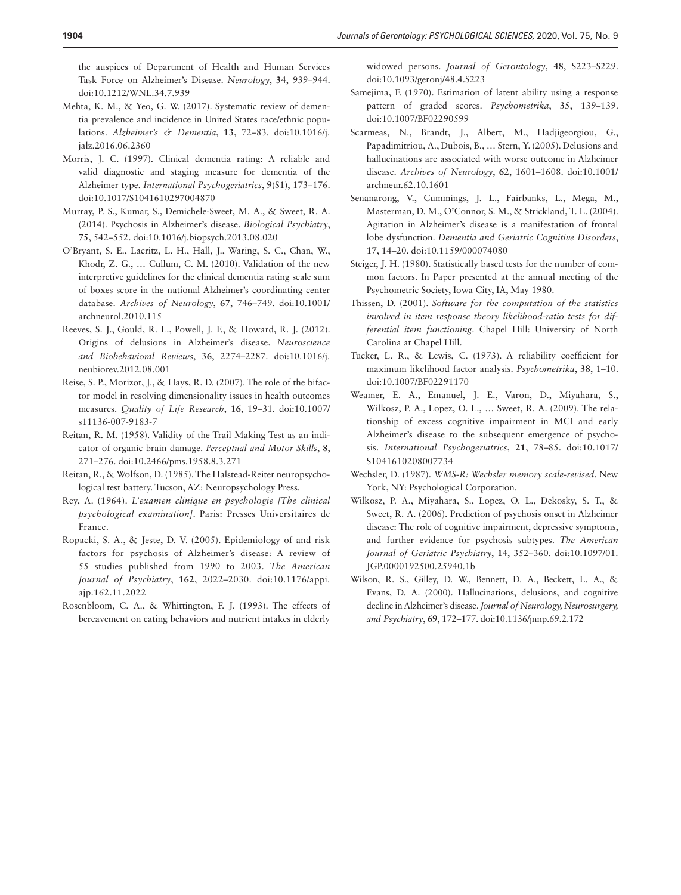the auspices of Department of Health and Human Services Task Force on Alzheimer's Disease. *Neurology*, **34**, 939–944. doi:10.1212/WNL.34.7.939

Mehta, K. M., & Yeo, G. W. (2017). Systematic review of dementia prevalence and incidence in United States race/ethnic populations. *Alzheimer's & Dementia*, **13**, 72–83. doi:10.1016/j.jalz.2016.06.2360

Morris, J. C. (1997). Clinical dementia rating: A reliable and valid diagnostic and staging measure for dementia of the Alzheimer type. *International Psychogeriatrics*, **9**(S1), 173–176. doi:10.1017/S1041610297004870

Murray, P. S., Kumar, S., Demichele-Sweet, M. A., & Sweet, R. A. (2014). Psychosis in Alzheimer's disease. *Biological Psychiatry*, **75**, 542–552. doi:10.1016/j.biopsych.2013.08.020

O'Bryant, S. E., Lacritz, L. H., Hall, J., Waring, S. C., Chan, W., Khodr, Z. G., … Cullum, C. M. (2010). Validation of the new interpretive guidelines for the clinical dementia rating scale sum of boxes score in the national Alzheimer's coordinating center database. *Archives of Neurology*, **67**, 746–749. doi:10.1001/archneurol.2010.115

Reeves, S. J., Gould, R. L., Powell, J. F., & Howard, R. J. (2012). Origins of delusions in Alzheimer's disease. *Neuroscience and Biobehavioral Reviews*, **36**, 2274–2287. doi:10.1016/j.neubiorev.2012.08.001

Reise, S. P., Morizot, J., & Hays, R. D. (2007). The role of the bifactor model in resolving dimensionality issues in health outcomes measures. *Quality of Life Research*, **16**, 19–31. doi:10.1007/s11136-007-9183-7

Reitan, R. M. (1958). Validity of the Trail Making Test as an indicator of organic brain damage. *Perceptual and Motor Skills*, **8**, 271–276. doi:10.2466/pms.1958.8.3.271

Reitan, R., & Wolfson, D. (1985). The Halstead-Reiter neuropsychological test battery. Tucson, AZ: Neuropsychology Press.

Rey, A. (1964). *L'examen clinique en psychologie [The clinical psychological examination]*. Paris: Presses Universitaires de France.

Ropacki, S. A., & Jeste, D. V. (2005). Epidemiology of and risk factors for psychosis of Alzheimer's disease: A review of 55 studies published from 1990 to 2003. *The American Journal of Psychiatry*, **162**, 2022–2030. doi:10.1176/appi.ajp.162.11.2022

Rosenbloom, C. A., & Whittington, F. J. (1993). The effects of bereavement on eating behaviors and nutrient intakes in elderly widowed persons. *Journal of Gerontology*, **48**, S223–S229. doi:10.1093/geronj/48.4.S223

Samejima, F. (1970). Estimation of latent ability using a response pattern of graded scores. *Psychometrika*, **35**, 139–139. doi:10.1007/BF02290599

Scarmeas, N., Brandt, J., Albert, M., Hadjigeorgiou, G., Papadimitriou, A., Dubois, B., … Stern, Y. (2005). Delusions and hallucinations are associated with worse outcome in Alzheimer disease. *Archives of Neurology*, **62**, 1601–1608. doi:10.1001/archneur.62.10.1601

Senanarong, V., Cummings, J. L., Fairbanks, L., Mega, M., Masterman, D. M., O'Connor, S. M., & Strickland, T. L. (2004). Agitation in Alzheimer's disease is a manifestation of frontal lobe dysfunction. *Dementia and Geriatric Cognitive Disorders*, **17**, 14–20. doi:10.1159/000074080

Steiger, J. H. (1980). Statistically based tests for the number of common factors. In Paper presented at the annual meeting of the Psychometric Society, Iowa City, IA, May 1980.

Thissen, D. (2001). *Software for the computation of the statistics involved in item response theory likelihood-ratio tests for differential item functioning*. Chapel Hill: University of North Carolina at Chapel Hill.

Tucker, L. R., & Lewis, C. (1973). A reliability coefficient for maximum likelihood factor analysis. *Psychometrika*, **38**, 1–10. doi:10.1007/BF02291170

Weamer, E. A., Emanuel, J. E., Varon, D., Miyahara, S., Wilkosz, P. A., Lopez, O. L., … Sweet, R. A. (2009). The relationship of excess cognitive impairment in MCI and early Alzheimer's disease to the subsequent emergence of psychosis. *International Psychogeriatrics*, **21**, 78–85. doi:10.1017/S1041610208007734

Wechsler, D. (1987). *WMS-R: Wechsler memory scale-revised*. New York, NY: Psychological Corporation.

Wilkosz, P. A., Miyahara, S., Lopez, O. L., Dekosky, S. T., & Sweet, R. A. (2006). Prediction of psychosis onset in Alzheimer disease: The role of cognitive impairment, depressive symptoms, and further evidence for psychosis subtypes. *The American Journal of Geriatric Psychiatry*, **14**, 352–360. doi:10.1097/01.JGP.0000192500.25940.1b

Wilson, R. S., Gilley, D. W., Bennett, D. A., Beckett, L. A., & Evans, D. A. (2000). Hallucinations, delusions, and cognitive decline in Alzheimer's disease. *Journal of Neurology, Neurosurgery, and Psychiatry*, **69**, 172–177. doi:10.1136/jnnp.69.2.172